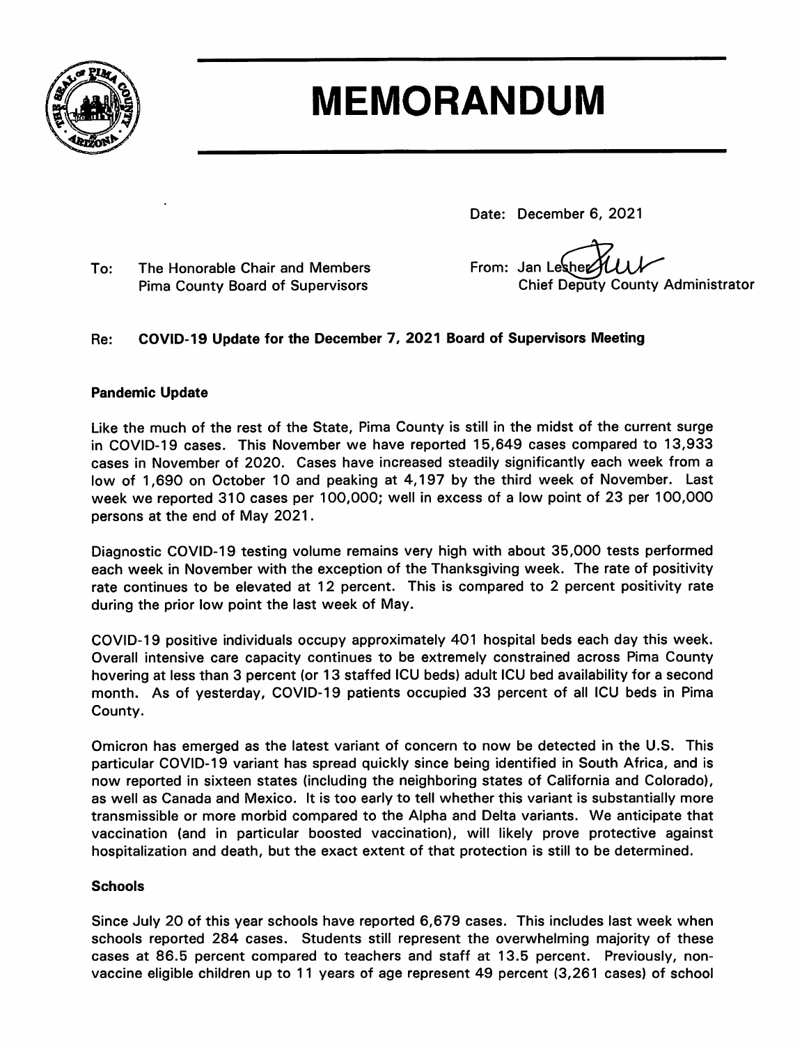# MEMORANDUM

Date: December 6, 2021

To: The Honorable Chair and Members
Pima County Board of Supervisors

From: Jan Lesher
Chief Deputy County Administrator

Re: **COVID-19 Update for the December 7, 2021 Board of Supervisors Meeting**

## Pandemic Update

Like the much of the rest of the State, Pima County is still in the midst of the current surge in COVID-19 cases. This November we have reported 15,649 cases compared to 13,933 cases in November of 2020. Cases have increased steadily significantly each week from a low of 1,690 on October 10 and peaking at 4,197 by the third week of November. Last week we reported 310 cases per 100,000; well in excess of a low point of 23 per 100,000 persons at the end of May 2021.

Diagnostic COVID-19 testing volume remains very high with about 35,000 tests performed each week in November with the exception of the Thanksgiving week. The rate of positivity rate continues to be elevated at 12 percent. This is compared to 2 percent positivity rate during the prior low point the last week of May.

COVID-19 positive individuals occupy approximately 401 hospital beds each day this week. Overall intensive care capacity continues to be extremely constrained across Pima County hovering at less than 3 percent (or 13 staffed ICU beds) adult ICU bed availability for a second month. As of yesterday, COVID-19 patients occupied 33 percent of all ICU beds in Pima County.

Omicron has emerged as the latest variant of concern to now be detected in the U.S. This particular COVID-19 variant has spread quickly since being identified in South Africa, and is now reported in sixteen states (including the neighboring states of California and Colorado), as well as Canada and Mexico. It is too early to tell whether this variant is substantially more transmissible or more morbid compared to the Alpha and Delta variants. We anticipate that vaccination (and in particular boosted vaccination), will likely prove protective against hospitalization and death, but the exact extent of that protection is still to be determined.

## Schools

Since July 20 of this year schools have reported 6,679 cases. This includes last week when schools reported 284 cases. Students still represent the overwhelming majority of these cases at 86.5 percent compared to teachers and staff at 13.5 percent. Previously, non-vaccine eligible children up to 11 years of age represent 49 percent (3,261 cases) of school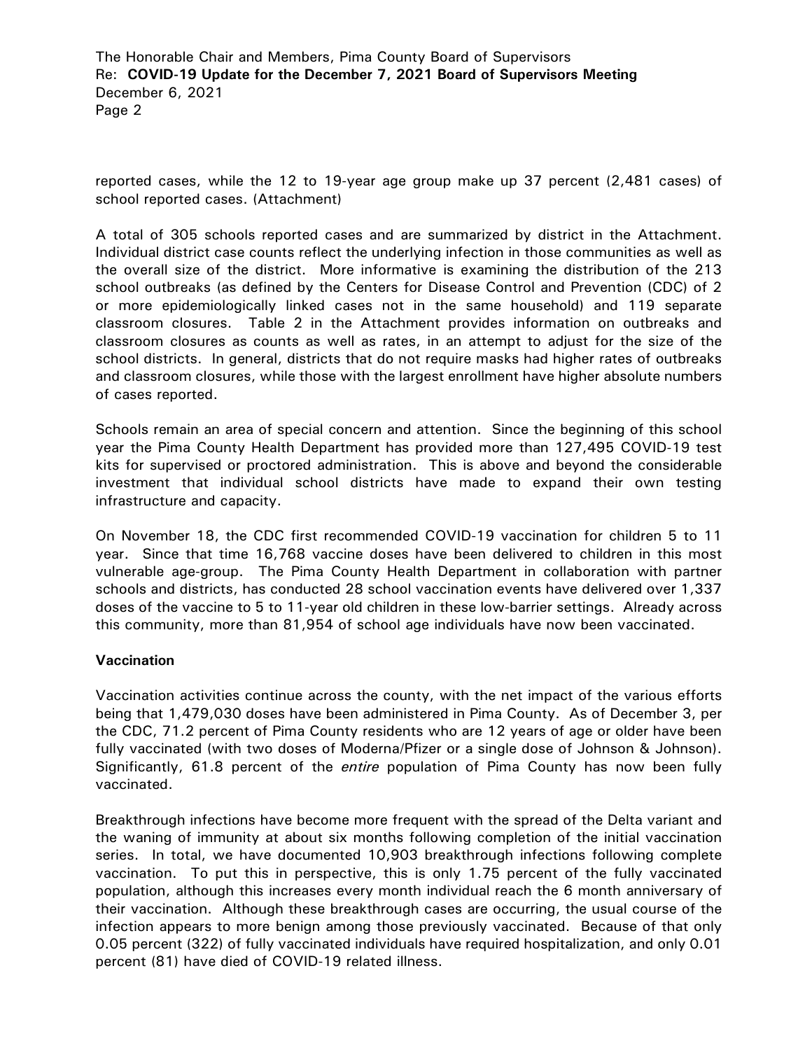reported cases, while the 12 to 19-year age group make up 37 percent (2,481 cases) of school reported cases. (Attachment)

A total of 305 schools reported cases and are summarized by district in the Attachment. Individual district case counts reflect the underlying infection in those communities as well as the overall size of the district. More informative is examining the distribution of the 213 school outbreaks (as defined by the Centers for Disease Control and Prevention (CDC) of 2 or more epidemiologically linked cases not in the same household) and 119 separate classroom closures. Table 2 in the Attachment provides information on outbreaks and classroom closures as counts as well as rates, in an attempt to adjust for the size of the school districts. In general, districts that do not require masks had higher rates of outbreaks and classroom closures, while those with the largest enrollment have higher absolute numbers of cases reported.

Schools remain an area of special concern and attention. Since the beginning of this school year the Pima County Health Department has provided more than 127,495 COVID-19 test kits for supervised or proctored administration. This is above and beyond the considerable investment that individual school districts have made to expand their own testing infrastructure and capacity.

On November 18, the CDC first recommended COVID-19 vaccination for children 5 to 11 year. Since that time 16,768 vaccine doses have been delivered to children in this most vulnerable age-group. The Pima County Health Department in collaboration with partner schools and districts, has conducted 28 school vaccination events have delivered over 1,337 doses of the vaccine to 5 to 11-year old children in these low-barrier settings. Already across this community, more than 81,954 of school age individuals have now been vaccinated.

**Vaccination**

Vaccination activities continue across the county, with the net impact of the various efforts being that 1,479,030 doses have been administered in Pima County. As of December 3, per the CDC, 71.2 percent of Pima County residents who are 12 years of age or older have been fully vaccinated (with two doses of Moderna/Pfizer or a single dose of Johnson & Johnson). Significantly, 61.8 percent of the *entire* population of Pima County has now been fully vaccinated.

Breakthrough infections have become more frequent with the spread of the Delta variant and the waning of immunity at about six months following completion of the initial vaccination series. In total, we have documented 10,903 breakthrough infections following complete vaccination. To put this in perspective, this is only 1.75 percent of the fully vaccinated population, although this increases every month individual reach the 6 month anniversary of their vaccination. Although these breakthrough cases are occurring, the usual course of the infection appears to more benign among those previously vaccinated. Because of that only 0.05 percent (322) of fully vaccinated individuals have required hospitalization, and only 0.01 percent (81) have died of COVID-19 related illness.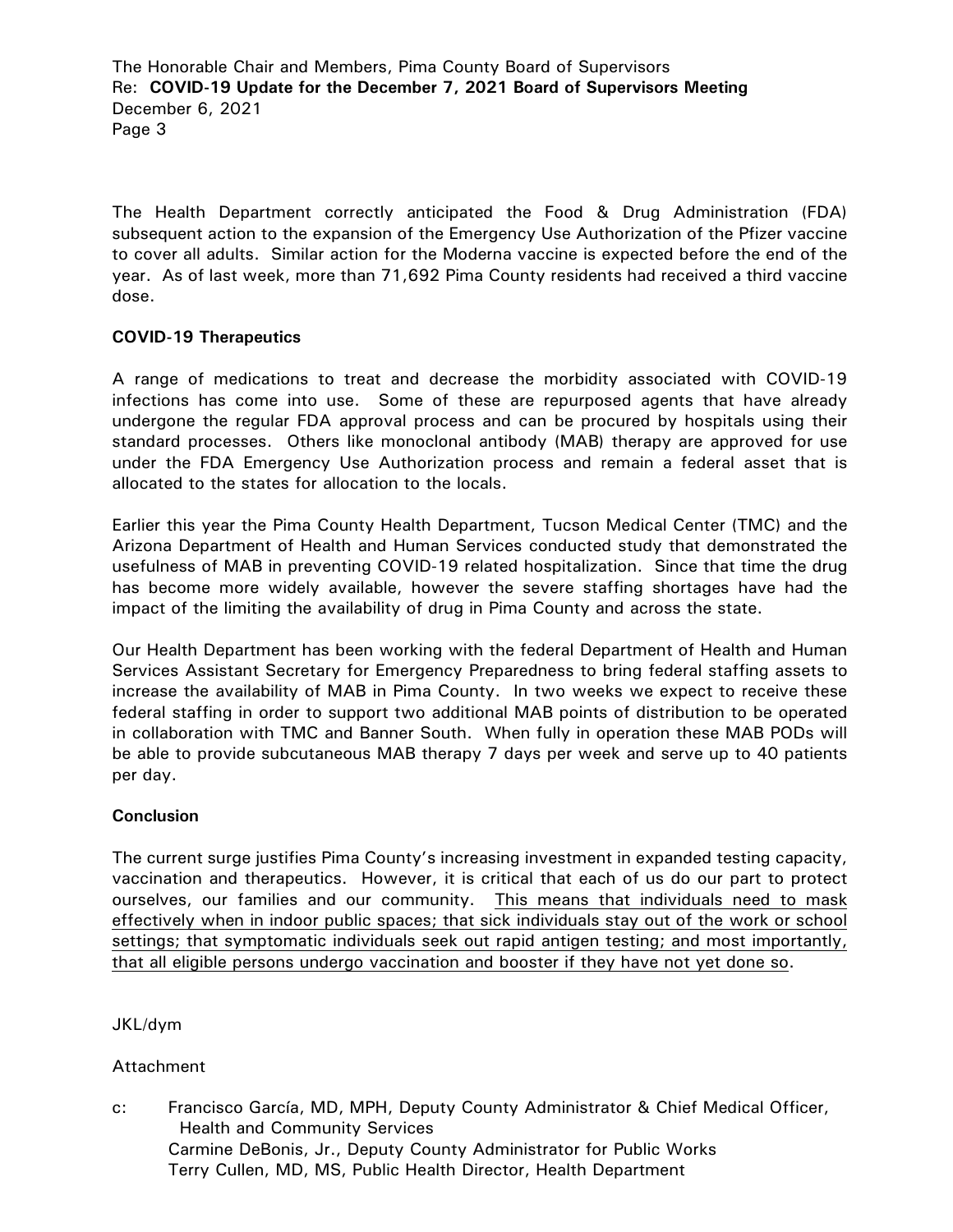The Health Department correctly anticipated the Food & Drug Administration (FDA) subsequent action to the expansion of the Emergency Use Authorization of the Pfizer vaccine to cover all adults. Similar action for the Moderna vaccine is expected before the end of the year. As of last week, more than 71,692 Pima County residents had received a third vaccine dose.

**COVID-19 Therapeutics**

A range of medications to treat and decrease the morbidity associated with COVID-19 infections has come into use. Some of these are repurposed agents that have already undergone the regular FDA approval process and can be procured by hospitals using their standard processes. Others like monoclonal antibody (MAB) therapy are approved for use under the FDA Emergency Use Authorization process and remain a federal asset that is allocated to the states for allocation to the locals.

Earlier this year the Pima County Health Department, Tucson Medical Center (TMC) and the Arizona Department of Health and Human Services conducted study that demonstrated the usefulness of MAB in preventing COVID-19 related hospitalization. Since that time the drug has become more widely available, however the severe staffing shortages have had the impact of the limiting the availability of drug in Pima County and across the state.

Our Health Department has been working with the federal Department of Health and Human Services Assistant Secretary for Emergency Preparedness to bring federal staffing assets to increase the availability of MAB in Pima County. In two weeks we expect to receive these federal staffing in order to support two additional MAB points of distribution to be operated in collaboration with TMC and Banner South. When fully in operation these MAB PODs will be able to provide subcutaneous MAB therapy 7 days per week and serve up to 40 patients per day.

**Conclusion**

The current surge justifies Pima County's increasing investment in expanded testing capacity, vaccination and therapeutics. However, it is critical that each of us do our part to protect ourselves, our families and our community. <u>This means that individuals need to mask effectively when in indoor public spaces; that sick individuals stay out of the work or school settings; that symptomatic individuals seek out rapid antigen testing; and most importantly, that all eligible persons undergo vaccination and booster if they have not yet done so</u>.

JKL/dym

Attachment

c: Francisco García, MD, MPH, Deputy County Administrator & Chief Medical Officer, Health and Community Services
Carmine DeBonis, Jr., Deputy County Administrator for Public Works
Terry Cullen, MD, MS, Public Health Director, Health Department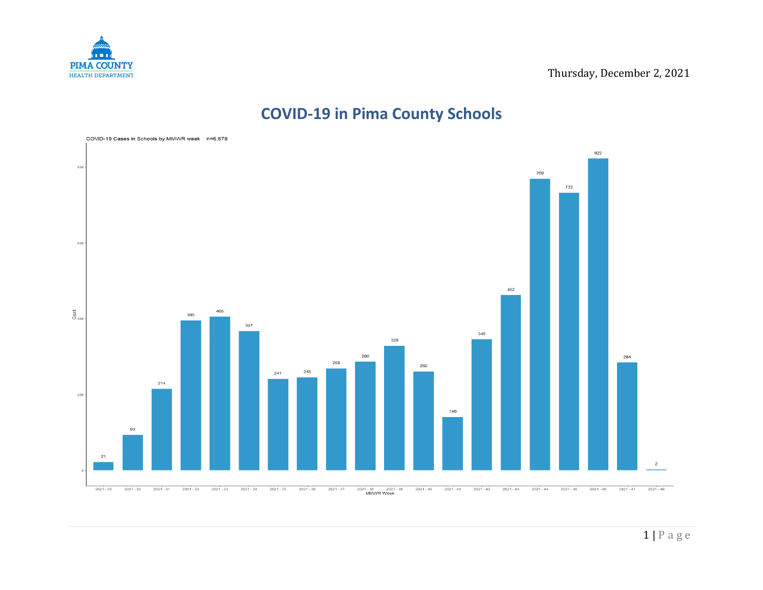Thursday, December 2, 2021

# COVID-19 in Pima County Schools

COVID-19 Cases in Schools by MMWR week n=6,679

| MMWR Week | Count |
| --- | --- |
| 2021 - 29 | 21 |
| 2021 - 30 | 93 |
| 2021 - 31 | 214 |
| 2021 - 32 | 395 |
| 2021 - 33 | 405 |
| 2021 - 34 | 367 |
| 2021 - 35 | 241 |
| 2021 - 36 | 245 |
| 2021 - 37 | 268 |
| 2021 - 38 | 286 |
| 2021 - 39 | 328 |
| 2021 - 40 | 260 |
| 2021 - 41 | 140 |
| 2021 - 42 | 345 |
| 2021 - 43 | 462 |
| 2021 - 44 | 769 |
| 2021 - 45 | 732 |
| 2021 - 46 | 822 |
| 2021 - 47 | 284 |
| 2021 - 48 | 2 |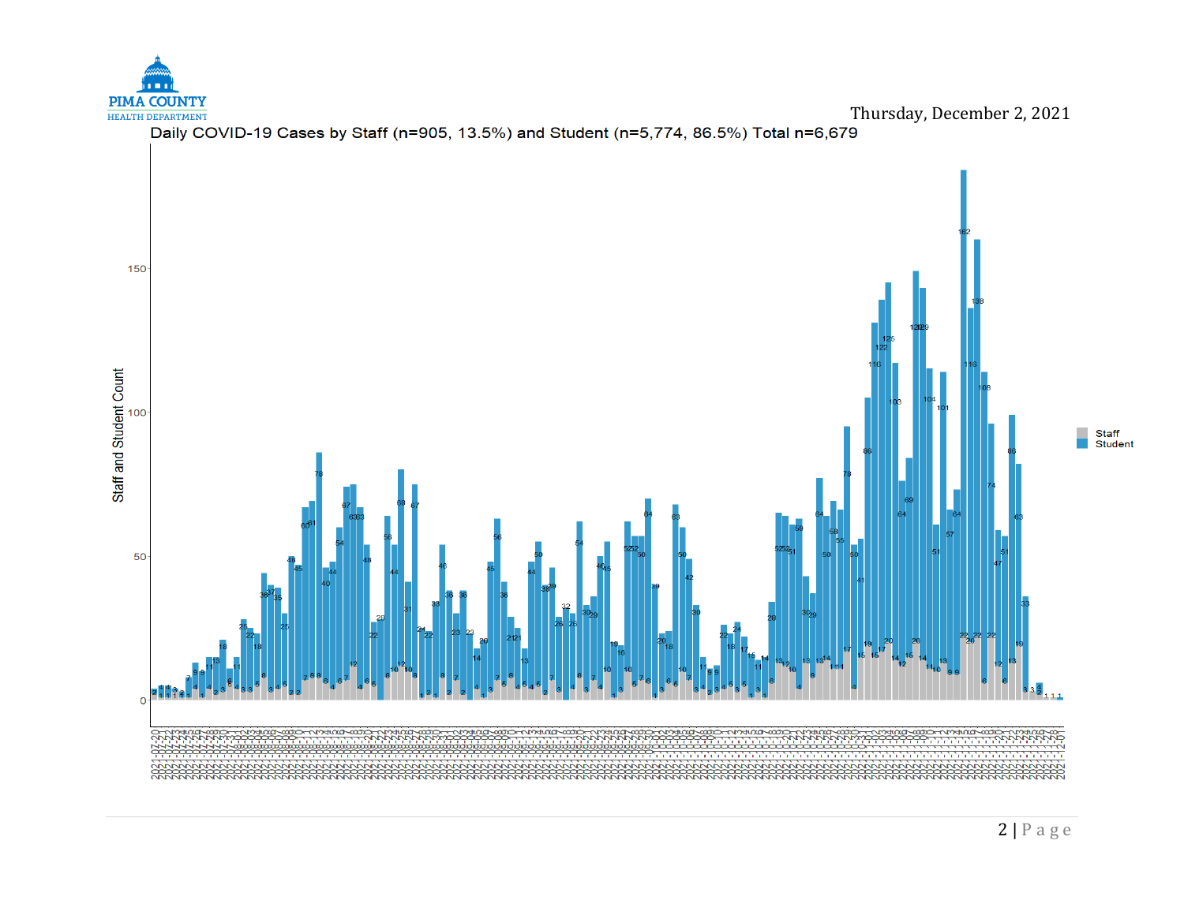Thursday, December 2, 2021

Daily COVID-19 Cases by Staff (n=905, 13.5%) and Student (n=5,774, 86.5%) Total n=6,679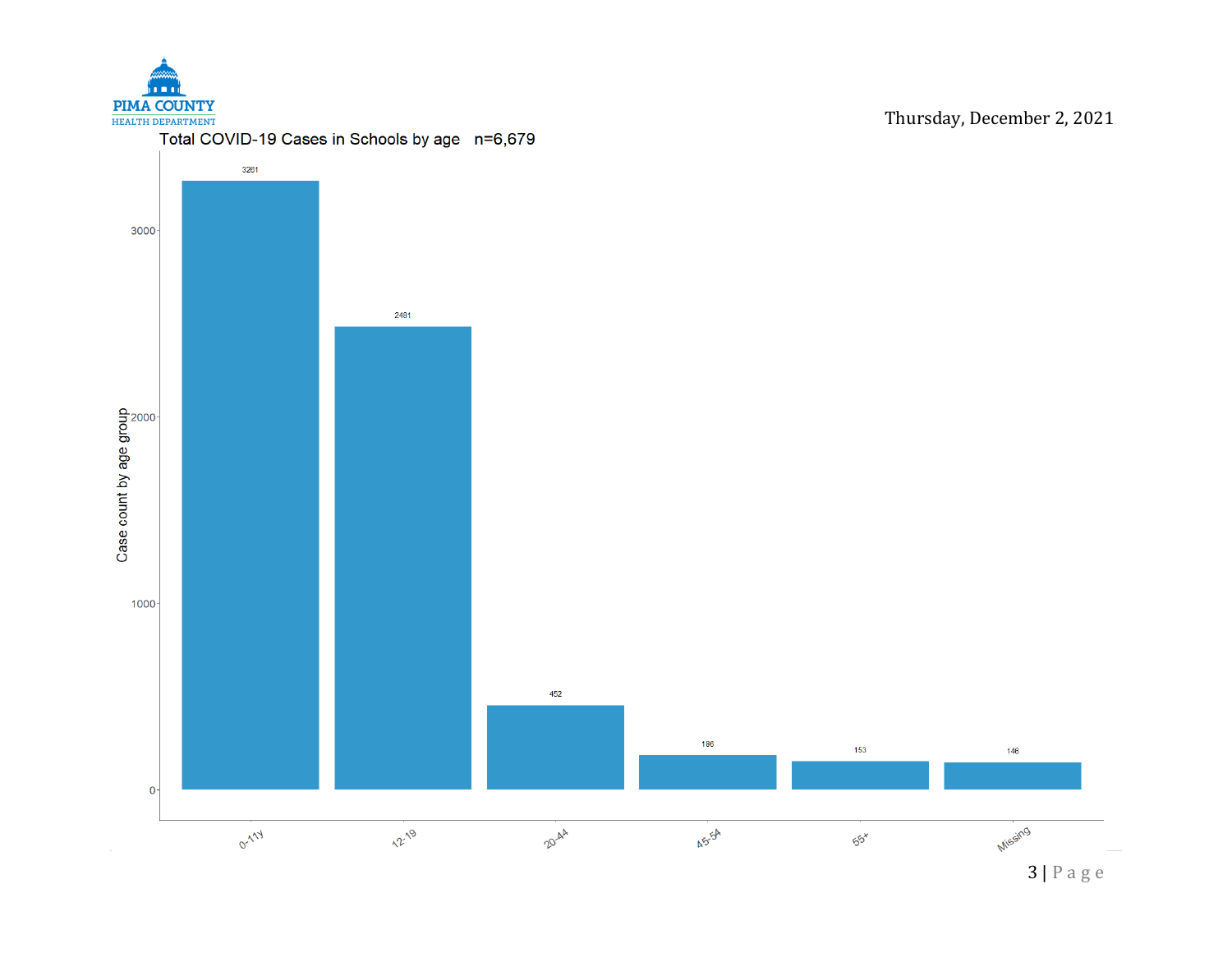Thursday, December 2, 2021

## Total COVID-19 Cases in Schools by age n=6,679

| Age group | Case count by age group |
| --- | --- |
| 0-11y | 3261 |
| 12-19 | 2481 |
| 20-44 | 452 |
| 45-54 | 186 |
| 55+ | 153 |
| Missing | 146 |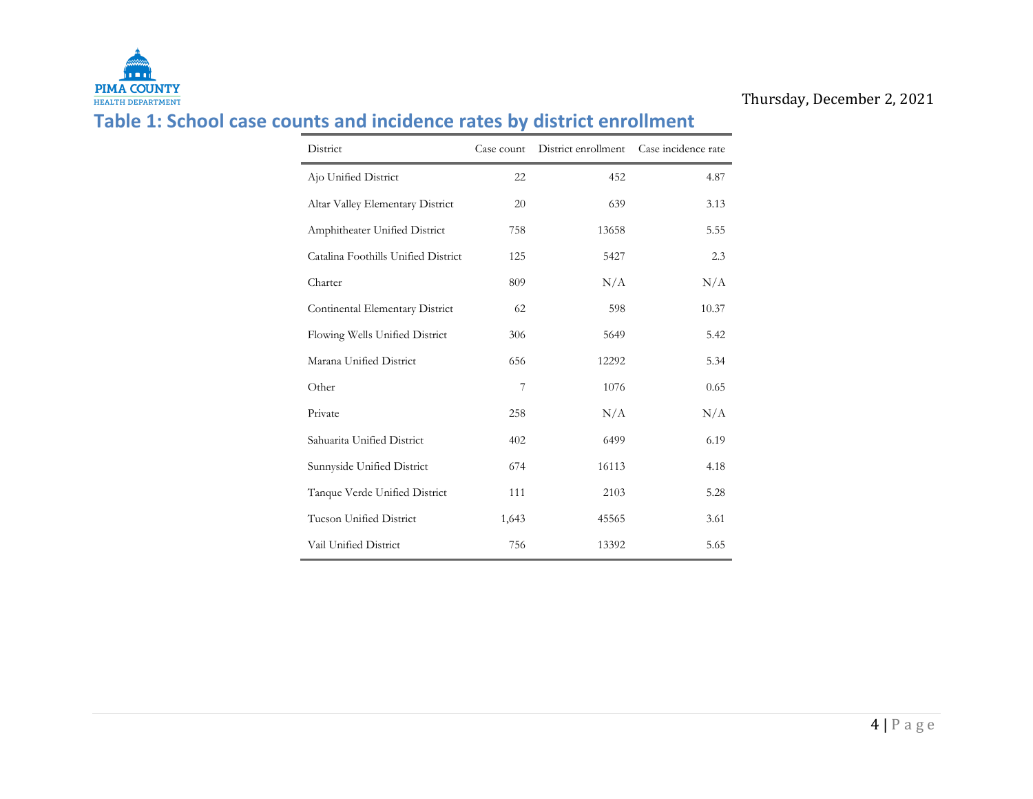Thursday, December 2, 2021

## Table 1: School case counts and incidence rates by district enrollment

| District | Case count | District enrollment | Case incidence rate |
|---|---|---|---|
| Ajo Unified District | 22 | 452 | 4.87 |
| Altar Valley Elementary District | 20 | 639 | 3.13 |
| Amphitheater Unified District | 758 | 13658 | 5.55 |
| Catalina Foothills Unified District | 125 | 5427 | 2.3 |
| Charter | 809 | N/A | N/A |
| Continental Elementary District | 62 | 598 | 10.37 |
| Flowing Wells Unified District | 306 | 5649 | 5.42 |
| Marana Unified District | 656 | 12292 | 5.34 |
| Other | 7 | 1076 | 0.65 |
| Private | 258 | N/A | N/A |
| Sahuarita Unified District | 402 | 6499 | 6.19 |
| Sunnyside Unified District | 674 | 16113 | 4.18 |
| Tanque Verde Unified District | 111 | 2103 | 5.28 |
| Tucson Unified District | 1,643 | 45565 | 3.61 |
| Vail Unified District | 756 | 13392 | 5.65 |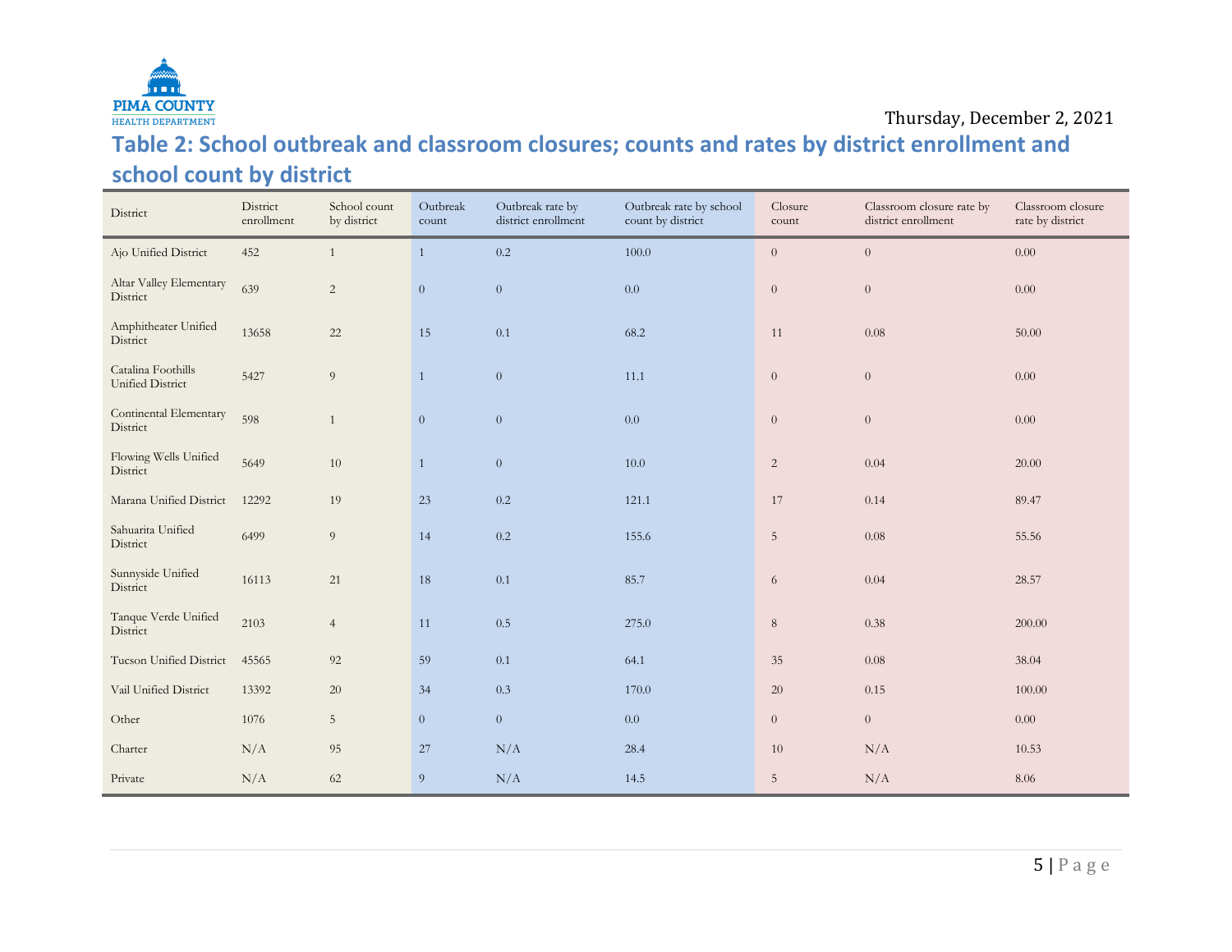Thursday, December 2, 2021

## Table 2: School outbreak and classroom closures; counts and rates by district enrollment and school count by district

| District | District enrollment | School count by district | Outbreak count | Outbreak rate by district enrollment | Outbreak rate by school count by district | Closure count | Classroom closure rate by district enrollment | Classroom closure rate by district |
|---|---|---|---|---|---|---|---|---|
| Ajo Unified District | 452 | 1 | 1 | 0.2 | 100.0 | 0 | 0 | 0.00 |
| Altar Valley Elementary District | 639 | 2 | 0 | 0 | 0.0 | 0 | 0 | 0.00 |
| Amphitheater Unified District | 13658 | 22 | 15 | 0.1 | 68.2 | 11 | 0.08 | 50.00 |
| Catalina Foothills Unified District | 5427 | 9 | 1 | 0 | 11.1 | 0 | 0 | 0.00 |
| Continental Elementary District | 598 | 1 | 0 | 0 | 0.0 | 0 | 0 | 0.00 |
| Flowing Wells Unified District | 5649 | 10 | 1 | 0 | 10.0 | 2 | 0.04 | 20.00 |
| Marana Unified District | 12292 | 19 | 23 | 0.2 | 121.1 | 17 | 0.14 | 89.47 |
| Sahuarita Unified District | 6499 | 9 | 14 | 0.2 | 155.6 | 5 | 0.08 | 55.56 |
| Sunnyside Unified District | 16113 | 21 | 18 | 0.1 | 85.7 | 6 | 0.04 | 28.57 |
| Tanque Verde Unified District | 2103 | 4 | 11 | 0.5 | 275.0 | 8 | 0.38 | 200.00 |
| Tucson Unified District | 45565 | 92 | 59 | 0.1 | 64.1 | 35 | 0.08 | 38.04 |
| Vail Unified District | 13392 | 20 | 34 | 0.3 | 170.0 | 20 | 0.15 | 100.00 |
| Other | 1076 | 5 | 0 | 0 | 0.0 | 0 | 0 | 0.00 |
| Charter | N/A | 95 | 27 | N/A | 28.4 | 10 | N/A | 10.53 |
| Private | N/A | 62 | 9 | N/A | 14.5 | 5 | N/A | 8.06 |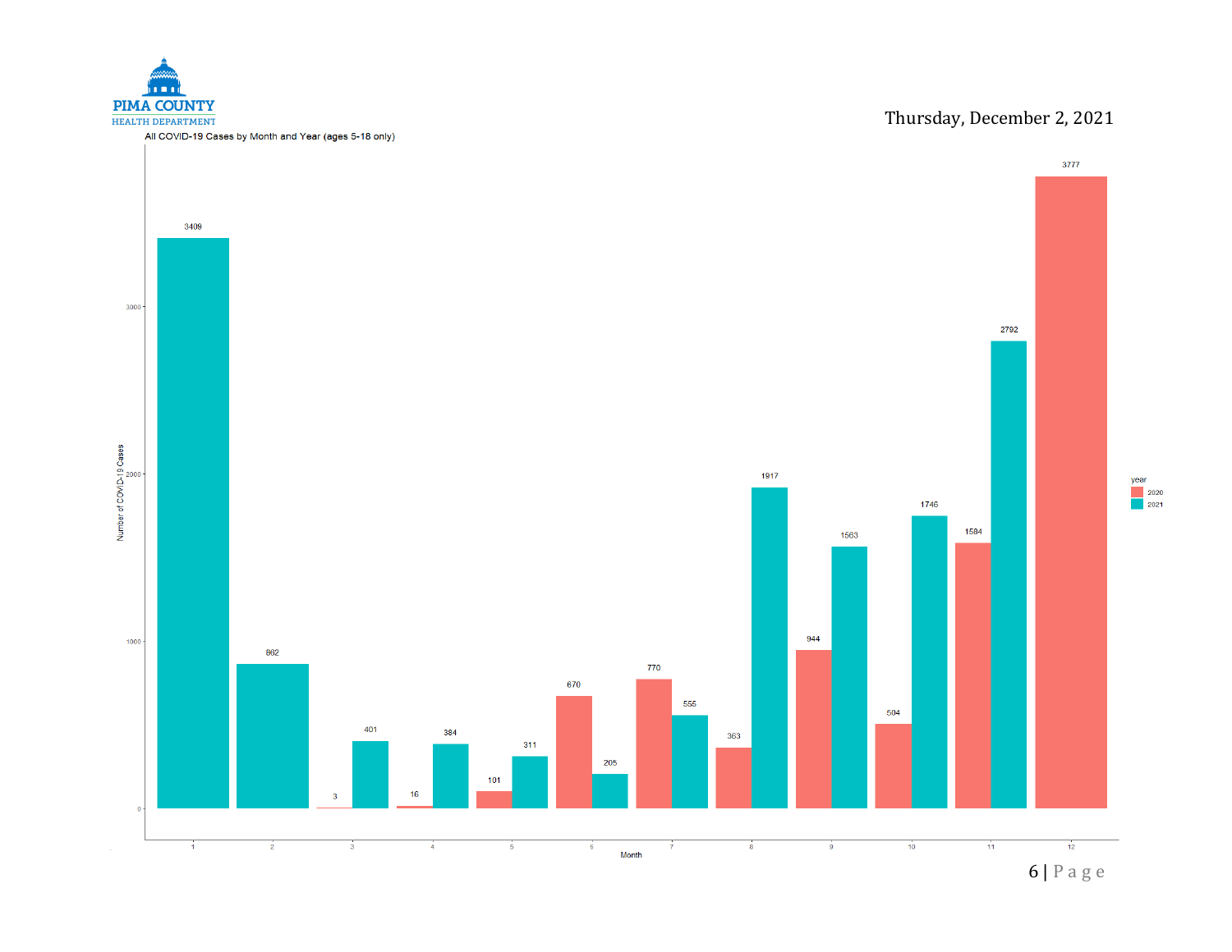PIMA COUNTY
HEALTH DEPARTMENT

Thursday, December 2, 2021

All COVID-19 Cases by Month and Year (ages 5-18 only)

Number of COVID-19 Cases

0
1000
2000
3000

Month

1 2 3 4 5 6 7 8 9 10 11 12

3409
862
3
401
16
384
101
311
670
205
770
555
363
1917
944
1563
504
1746
1584
2792
3777

year
2020
2021